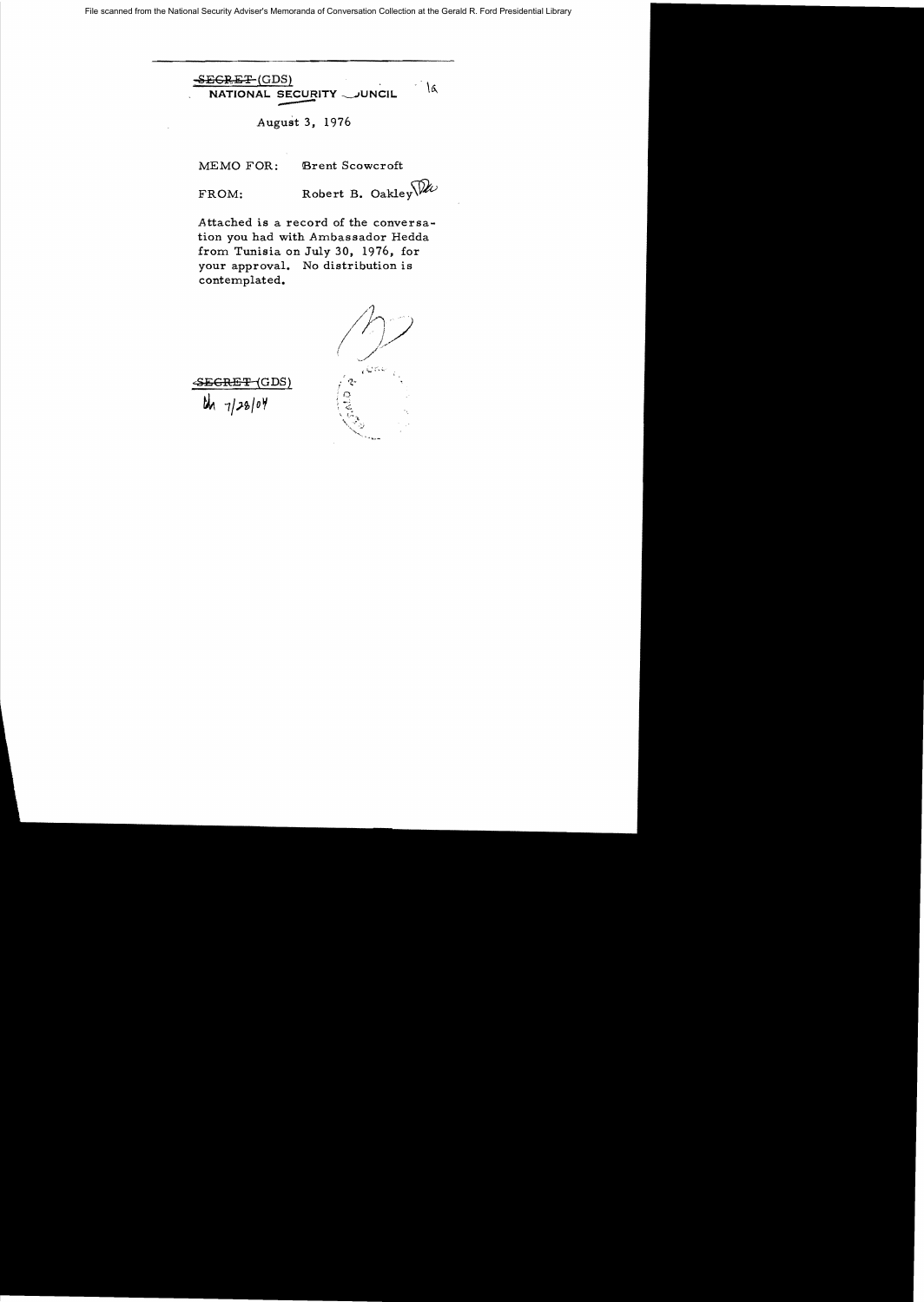~~SECRET~~ (GDS)

NATIONAL SECURITY COUNCIL

1a

August 3, 1976

MEMO FOR: Brent Scowcroft

FROM: Robert B. Oakley

Attached is a record of the conversation you had with Ambassador Hedda from Tunisia on July 30, 1976, for your approval. No distribution is contemplated.

~~SECRET~~ (GDS)

bh 7/28/04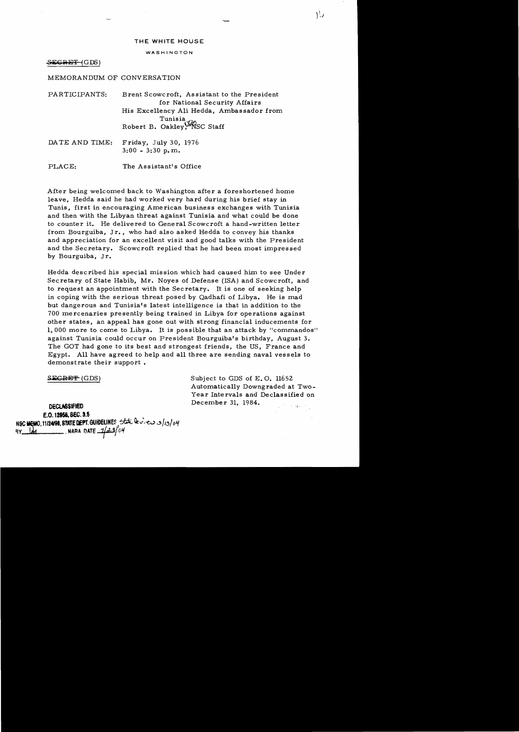THE WHITE HOUSE

WASHINGTON

~~SECRET~~ (GDS)

MEMORANDUM OF CONVERSATION

PARTICIPANTS: Brent Scowcroft, Assistant to the President for National Security Affairs
His Excellency Ali Hedda, Ambassador from Tunisia
Robert B. Oakley, NSC Staff

DATE AND TIME: Friday, July 30, 1976
3:00 - 3:30 p.m.

PLACE: The Assistant's Office

After being welcomed back to Washington after a foreshortened home leave, Hedda said he had worked very hard during his brief stay in Tunis, first in encouraging American business exchanges with Tunisia and then with the Libyan threat against Tunisia and what could be done to counter it. He delivered to General Scowcroft a hand-written letter from Bourguiba, Jr., who had also asked Hedda to convey his thanks and appreciation for an excellent visit and good talks with the President and the Secretary. Scowcroft replied that he had been most impressed by Bourguiba, Jr.

Hedda described his special mission which had caused him to see Under Secretary of State Habib, Mr. Noyes of Defense (ISA) and Scowcroft, and to request an appointment with the Secretary. It is one of seeking help in coping with the serious threat posed by Qadhafi of Libya. He is mad but dangerous and Tunisia's latest intelligence is that in addition to the 700 mercenaries presently being trained in Libya for operations against other states, an appeal has gone out with strong financial inducements for 1,000 more to come to Libya. It is possible that an attack by "commandos" against Tunisia could occur on President Bourguiba's birthday, August 3. The GOT had gone to its best and strongest friends, the US, France and Egypt. All have agreed to help and all three are sending naval vessels to demonstrate their support.

~~SECRET~~ (GDS)

Subject to GDS of E.O. 11652 Automatically Downgraded at Two-Year Intervals and Declassified on December 31, 1984.

DECLASSIFIED
E.O. 12958, SEC. 3.5
NSC MEMO, 11/24/98, STATE DEPT. GUIDELINES State Review 3/13/04
BY [illegible], NARA DATE 7/23/04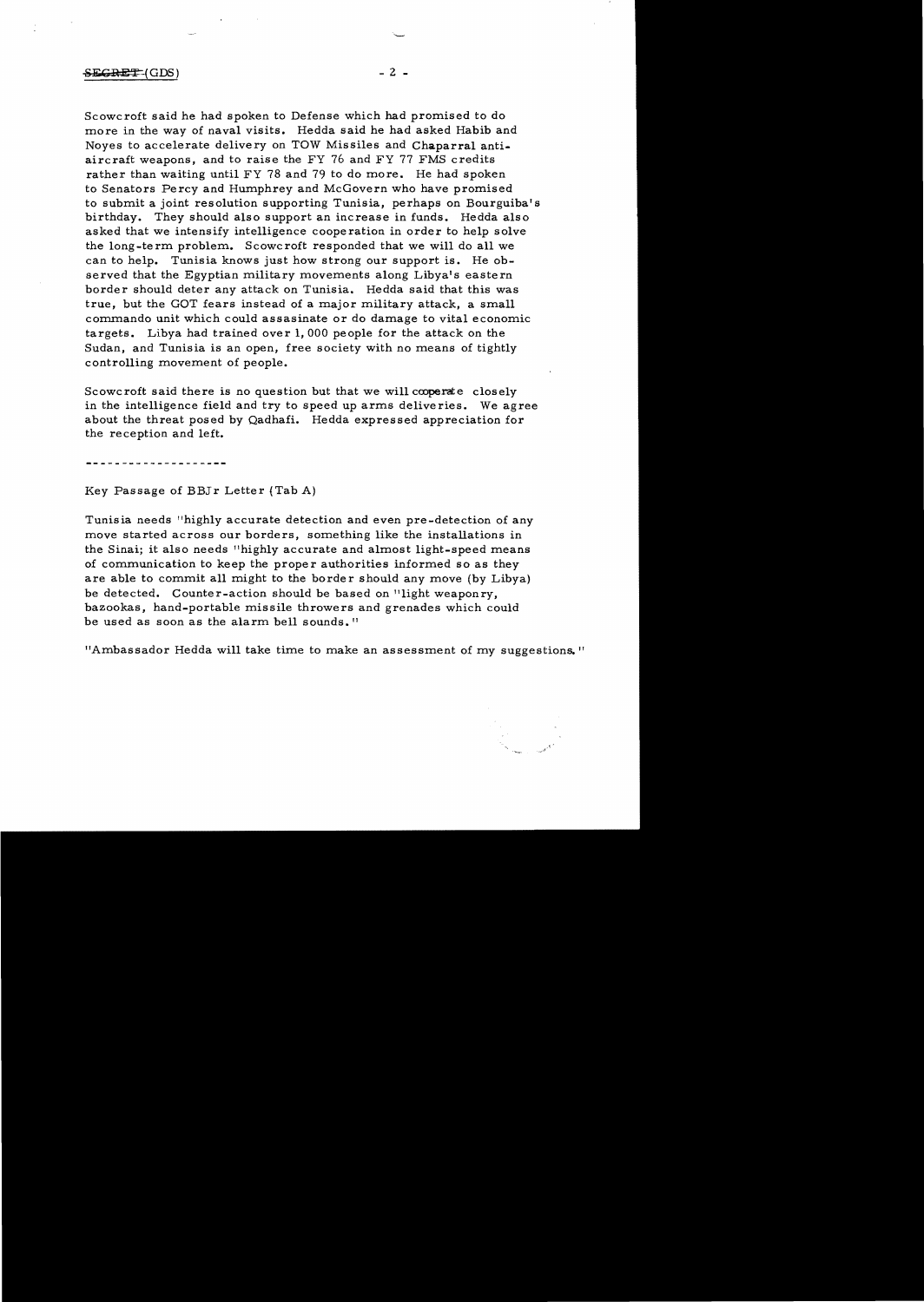Scowcroft said he had spoken to Defense which had promised to do more in the way of naval visits. Hedda said he had asked Habib and Noyes to accelerate delivery on TOW Missiles and Chaparral anti-aircraft weapons, and to raise the FY 76 and FY 77 FMS credits rather than waiting until FY 78 and 79 to do more. He had spoken to Senators Percy and Humphrey and McGovern who have promised to submit a joint resolution supporting Tunisia, perhaps on Bourguiba's birthday. They should also support an increase in funds. Hedda also asked that we intensify intelligence cooperation in order to help solve the long-term problem. Scowcroft responded that we will do all we can to help. Tunisia knows just how strong our support is. He observed that the Egyptian military movements along Libya's eastern border should deter any attack on Tunisia. Hedda said that this was true, but the GOT fears instead of a major military attack, a small commando unit which could assasinate or do damage to vital economic targets. Libya had trained over 1,000 people for the attack on the Sudan, and Tunisia is an open, free society with no means of tightly controlling movement of people.

Scowcroft said there is no question but that we will cooperate closely in the intelligence field and try to speed up arms deliveries. We agree about the threat posed by Qadhafi. Hedda expressed appreciation for the reception and left.

--------------------

Key Passage of BBJr Letter (Tab A)

Tunisia needs "highly accurate detection and even pre-detection of any move started across our borders, something like the installations in the Sinai; it also needs "highly accurate and almost light-speed means of communication to keep the proper authorities informed so as they are able to commit all might to the border should any move (by Libya) be detected. Counter-action should be based on "light weaponry, bazookas, hand-portable missile throwers and grenades which could be used as soon as the alarm bell sounds."

"Ambassador Hedda will take time to make an assessment of my suggestions."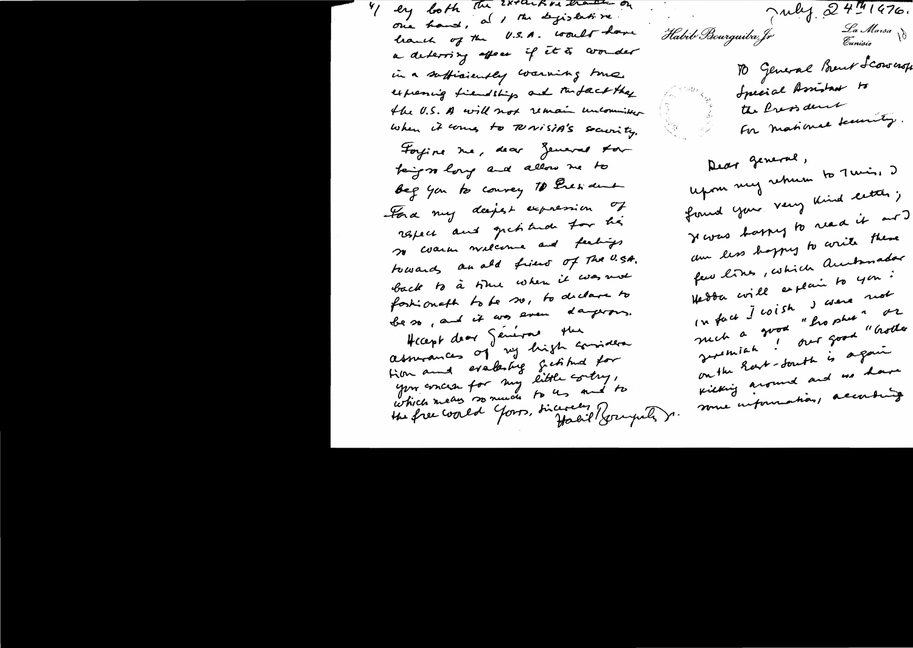4/ by both the executive branch on one hand, and the legislative branch of the U.S.A. would have a deterring effect if it is worded in a sufficiently warning tone expressing friendship and the fact that the U.S.A will not remain uncommitted when it comes to TUNISIA's security.

Forgive me, dear General for being so long and allow me to beg you to convey to President Ford my deepest expression of respect and gratitude for his so warm welcome and feelings towards an old friend of the U.S.A. back to a time when it was not fashionable to be so, to declare to be so, and it was even dangerous.

Accept dear General the assurances of my high consideration and everlasting gratitude for your concern for my little country, which means so much to us and to the free world. Yours, sincerely

Habib Bourguiba Jr.

---

*Habib Bourguiba Jr*

July 24th 1976.

*La Marsa*
*Tunisie*

To General Brent Scowcroft
Special Assistant to the President
For National Security.

Dear General,

upon my return to Tunis, I found your very kind letter; I was happy to read it and I am less happy to write these few lines, which Ambassador Hedda will explain to you: in fact I wish I were not such a good "Prophet" or Jeremiah! our good "Brother" on the East-South is again kicking around and we have some information, according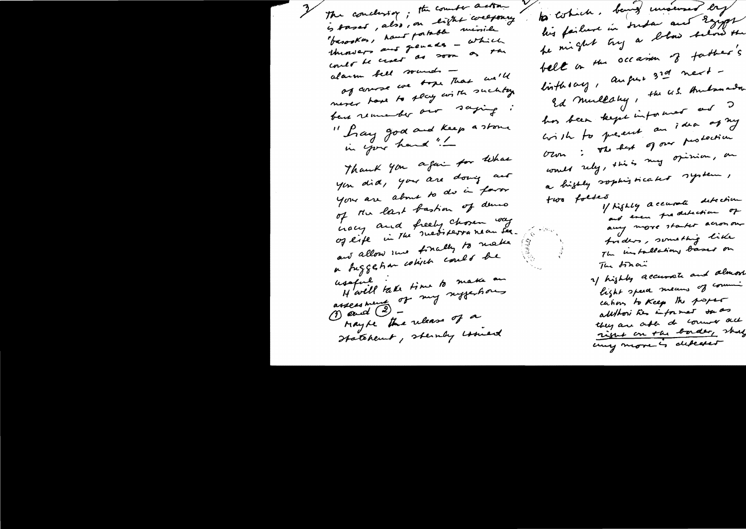3/ The conclusion; the counter action is based, also, on light weaponry "bazookas, hand portable missile throwers and grenades – which could be used as soon as the alarm bell sounds –

of course we hope that we'll never have to play with such toys but remember our saying: "Pray God and keep a stone in your hand"!

Thank you again for what you did, you are doing and you are about to do in favor of the last bastion of democracy and freely chosen way of life in the Mediterranean Sea and allow me finally to make a suggestion which could be useful:

It will take time to make an assessment of my suggestions (1) and (2) –

Maybe the release of a statement, sternly worded

2/ to which, being unnerved by his failure in Sudan and Egypt he might try a blow below the belt on the occasion of father's birthday, August 3rd next –

Ed Mulcahy, the U.S. Ambassador has been kept informed and I wish to present an idea of my own: the best of our protection would rely, this is my opinion, on a highly sophisticated system, two folded

1/ highly accurate detection and even predetection of any move started across our borders, something like the installations based on the Sinai

2/ highly accurate and almost light speed means of communication to keep the proper authorities informed so as they are able to counter act right on the border, shall any move is detected